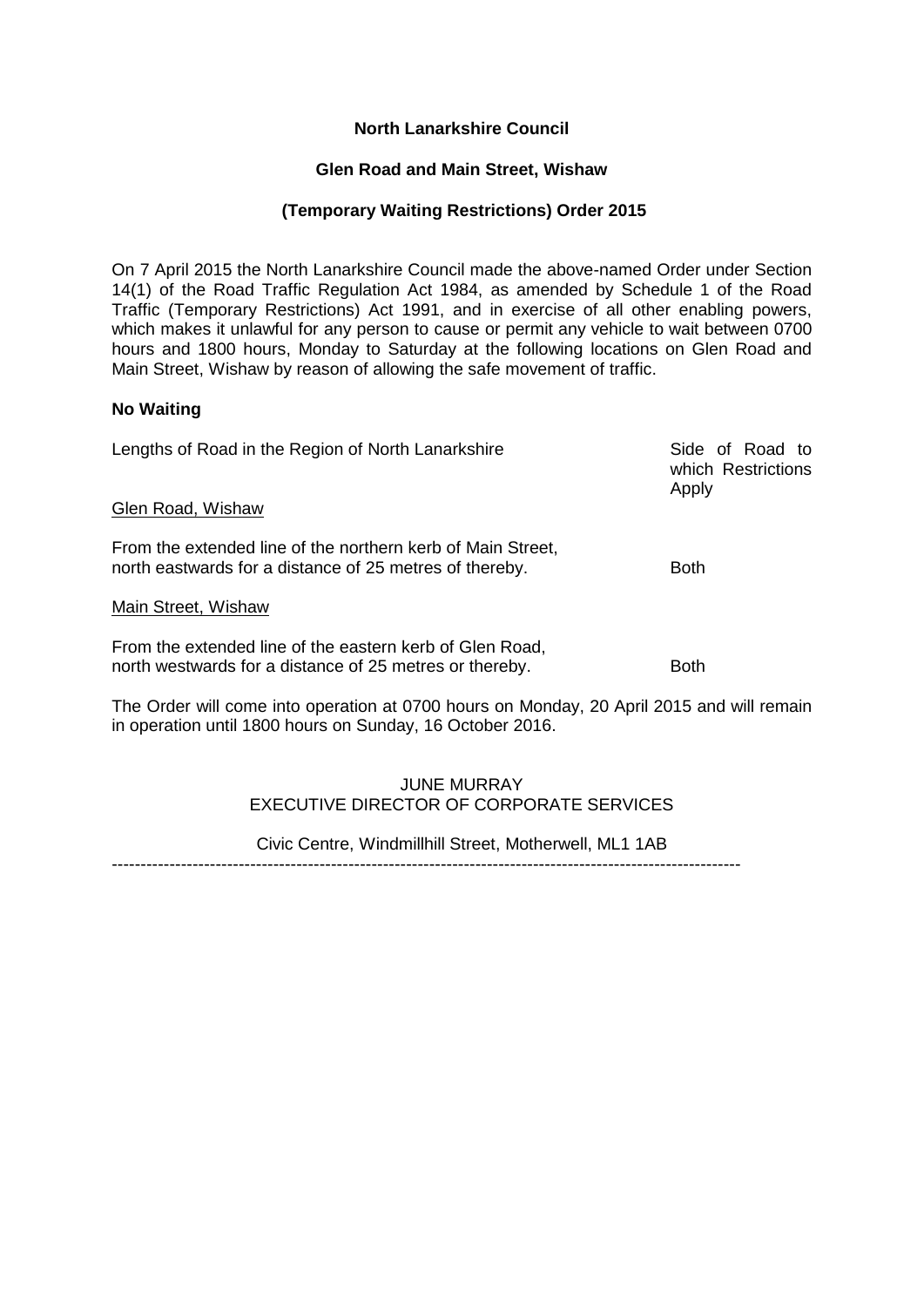**North Lanarkshire Council**

**Glen Road and Main Street, Wishaw**

**(Temporary Waiting Restrictions) Order 2015**

On 7 April 2015 the North Lanarkshire Council made the above-named Order under Section 14(1) of the Road Traffic Regulation Act 1984, as amended by Schedule 1 of the Road Traffic (Temporary Restrictions) Act 1991, and in exercise of all other enabling powers, which makes it unlawful for any person to cause or permit any vehicle to wait between 0700 hours and 1800 hours, Monday to Saturday at the following locations on Glen Road and Main Street, Wishaw by reason of allowing the safe movement of traffic.

**No Waiting**

| Lengths of Road in the Region of North Lanarkshire | Side of Road to which Restrictions Apply |
|---|---|
| Glen Road, Wishaw | |
| From the extended line of the northern kerb of Main Street, north eastwards for a distance of 25 metres of thereby. | Both |
| Main Street, Wishaw | |
| From the extended line of the eastern kerb of Glen Road, north westwards for a distance of 25 metres or thereby. | Both |

The Order will come into operation at 0700 hours on Monday, 20 April 2015 and will remain in operation until 1800 hours on Sunday, 16 October 2016.

JUNE MURRAY
EXECUTIVE DIRECTOR OF CORPORATE SERVICES

Civic Centre, Windmillhill Street, Motherwell, ML1 1AB

---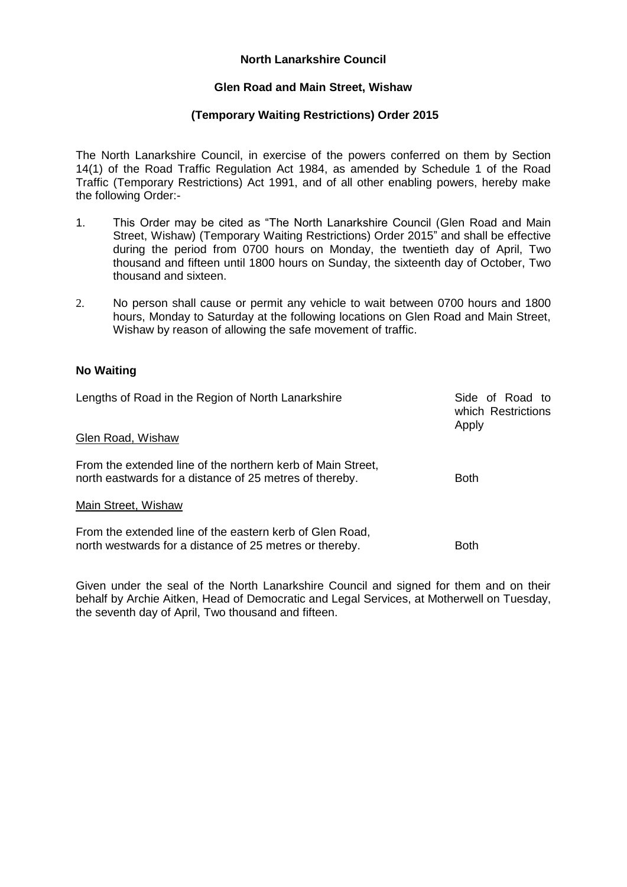**North Lanarkshire Council**

**Glen Road and Main Street, Wishaw**

**(Temporary Waiting Restrictions) Order 2015**

The North Lanarkshire Council, in exercise of the powers conferred on them by Section 14(1) of the Road Traffic Regulation Act 1984, as amended by Schedule 1 of the Road Traffic (Temporary Restrictions) Act 1991, and of all other enabling powers, hereby make the following Order:-

1. This Order may be cited as "The North Lanarkshire Council (Glen Road and Main Street, Wishaw) (Temporary Waiting Restrictions) Order 2015" and shall be effective during the period from 0700 hours on Monday, the twentieth day of April, Two thousand and fifteen until 1800 hours on Sunday, the sixteenth day of October, Two thousand and sixteen.

2. No person shall cause or permit any vehicle to wait between 0700 hours and 1800 hours, Monday to Saturday at the following locations on Glen Road and Main Street, Wishaw by reason of allowing the safe movement of traffic.

**No Waiting**

| Lengths of Road in the Region of North Lanarkshire | Side of Road to which Restrictions Apply |
|---|---|
| Glen Road, Wishaw | |
| From the extended line of the northern kerb of Main Street, north eastwards for a distance of 25 metres of thereby. | Both |
| Main Street, Wishaw | |
| From the extended line of the eastern kerb of Glen Road, north westwards for a distance of 25 metres or thereby. | Both |

Given under the seal of the North Lanarkshire Council and signed for them and on their behalf by Archie Aitken, Head of Democratic and Legal Services, at Motherwell on Tuesday, the seventh day of April, Two thousand and fifteen.